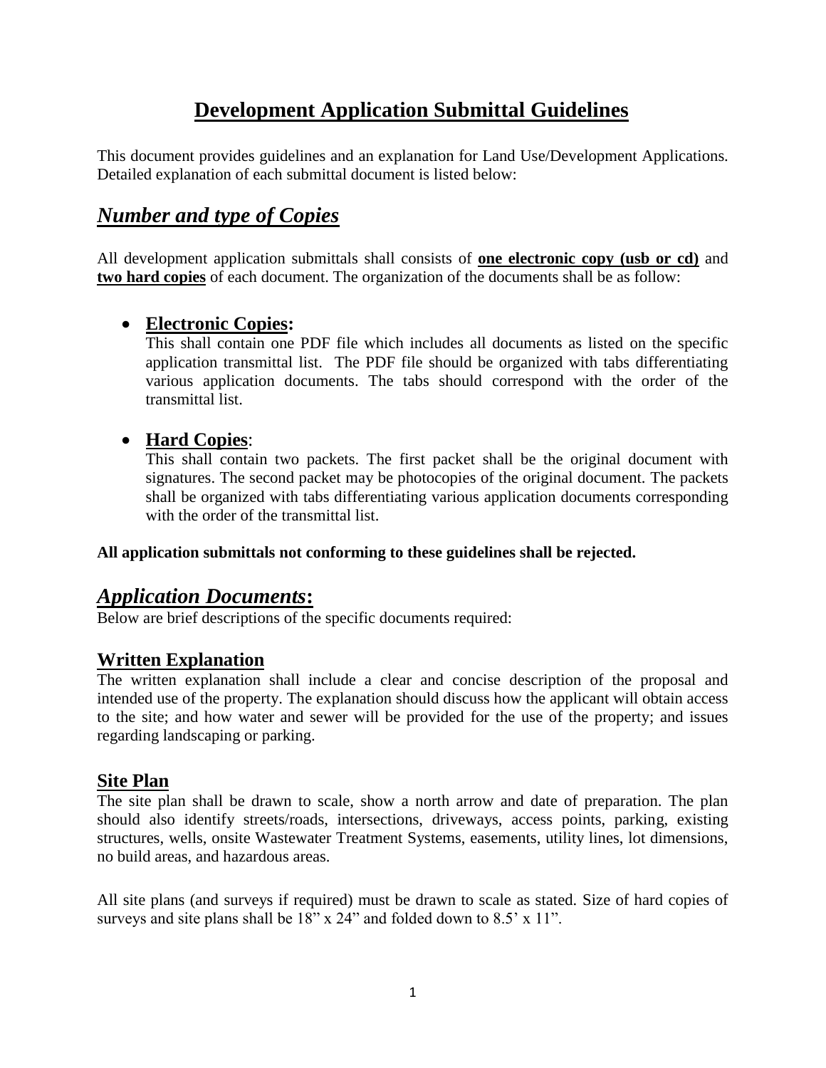# Development Application Submittal Guidelines

This document provides guidelines and an explanation for Land Use/Development Applications. Detailed explanation of each submittal document is listed below:

## *Number and type of Copies*

All development application submittals shall consists of **one electronic copy (usb or cd)** and **two hard copies** of each document. The organization of the documents shall be as follow:

- **Electronic Copies:**
  This shall contain one PDF file which includes all documents as listed on the specific application transmittal list. The PDF file should be organized with tabs differentiating various application documents. The tabs should correspond with the order of the transmittal list.

- **Hard Copies**:
  This shall contain two packets. The first packet shall be the original document with signatures. The second packet may be photocopies of the original document. The packets shall be organized with tabs differentiating various application documents corresponding with the order of the transmittal list.

**All application submittals not conforming to these guidelines shall be rejected.**

## *Application Documents***:**

Below are brief descriptions of the specific documents required:

### Written Explanation

The written explanation shall include a clear and concise description of the proposal and intended use of the property. The explanation should discuss how the applicant will obtain access to the site; and how water and sewer will be provided for the use of the property; and issues regarding landscaping or parking.

### Site Plan

The site plan shall be drawn to scale, show a north arrow and date of preparation. The plan should also identify streets/roads, intersections, driveways, access points, parking, existing structures, wells, onsite Wastewater Treatment Systems, easements, utility lines, lot dimensions, no build areas, and hazardous areas.

All site plans (and surveys if required) must be drawn to scale as stated. Size of hard copies of surveys and site plans shall be 18" x 24" and folded down to 8.5' x 11".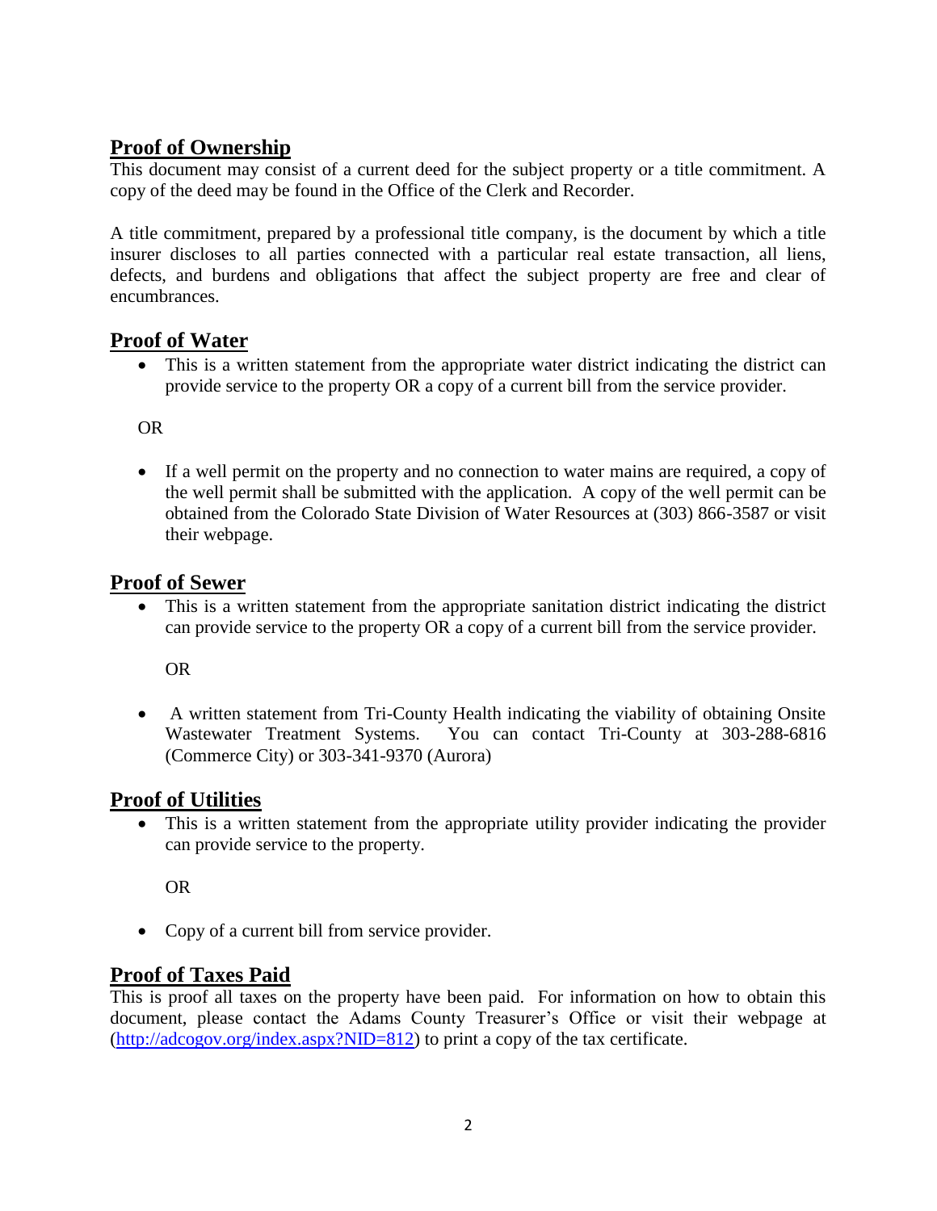## Proof of Ownership

This document may consist of a current deed for the subject property or a title commitment. A copy of the deed may be found in the Office of the Clerk and Recorder.

A title commitment, prepared by a professional title company, is the document by which a title insurer discloses to all parties connected with a particular real estate transaction, all liens, defects, and burdens and obligations that affect the subject property are free and clear of encumbrances.

## Proof of Water

- This is a written statement from the appropriate water district indicating the district can provide service to the property OR a copy of a current bill from the service provider.

OR

- If a well permit on the property and no connection to water mains are required, a copy of the well permit shall be submitted with the application. A copy of the well permit can be obtained from the Colorado State Division of Water Resources at (303) 866-3587 or visit their webpage.

## Proof of Sewer

- This is a written statement from the appropriate sanitation district indicating the district can provide service to the property OR a copy of a current bill from the service provider.

  OR

- A written statement from Tri-County Health indicating the viability of obtaining Onsite Wastewater Treatment Systems. You can contact Tri-County at 303-288-6816 (Commerce City) or 303-341-9370 (Aurora)

## Proof of Utilities

- This is a written statement from the appropriate utility provider indicating the provider can provide service to the property.

  OR

- Copy of a current bill from service provider.

## Proof of Taxes Paid

This is proof all taxes on the property have been paid. For information on how to obtain this document, please contact the Adams County Treasurer's Office or visit their webpage at (http://adcogov.org/index.aspx?NID=812) to print a copy of the tax certificate.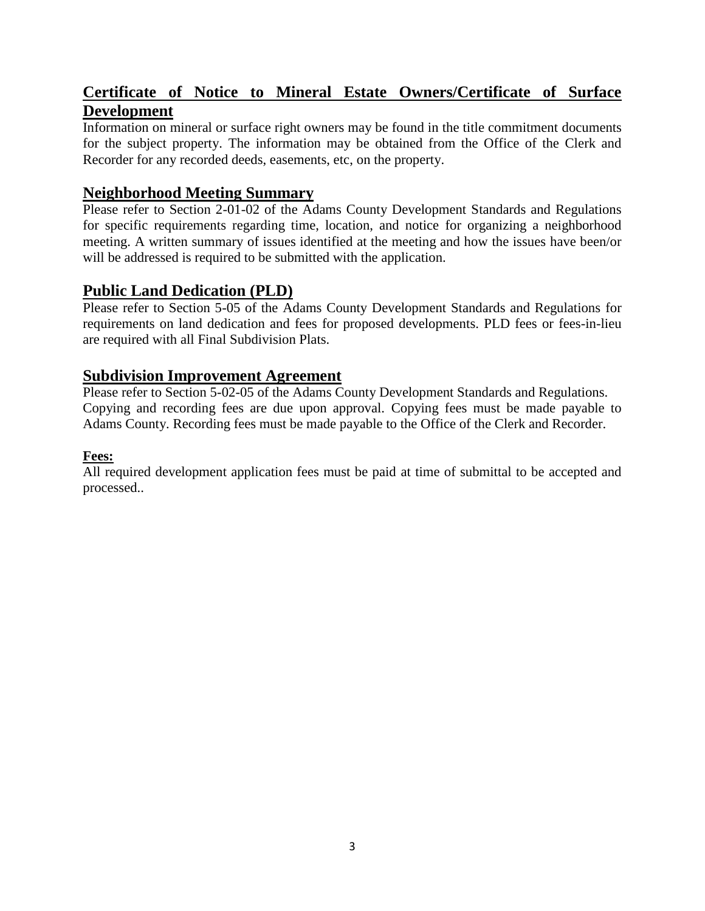## Certificate of Notice to Mineral Estate Owners/Certificate of Surface Development

Information on mineral or surface right owners may be found in the title commitment documents for the subject property. The information may be obtained from the Office of the Clerk and Recorder for any recorded deeds, easements, etc, on the property.

## Neighborhood Meeting Summary

Please refer to Section 2-01-02 of the Adams County Development Standards and Regulations for specific requirements regarding time, location, and notice for organizing a neighborhood meeting. A written summary of issues identified at the meeting and how the issues have been/or will be addressed is required to be submitted with the application.

## Public Land Dedication (PLD)

Please refer to Section 5-05 of the Adams County Development Standards and Regulations for requirements on land dedication and fees for proposed developments. PLD fees or fees-in-lieu are required with all Final Subdivision Plats.

## Subdivision Improvement Agreement

Please refer to Section 5-02-05 of the Adams County Development Standards and Regulations. Copying and recording fees are due upon approval. Copying fees must be made payable to Adams County. Recording fees must be made payable to the Office of the Clerk and Recorder.

**Fees:**

All required development application fees must be paid at time of submittal to be accepted and processed..